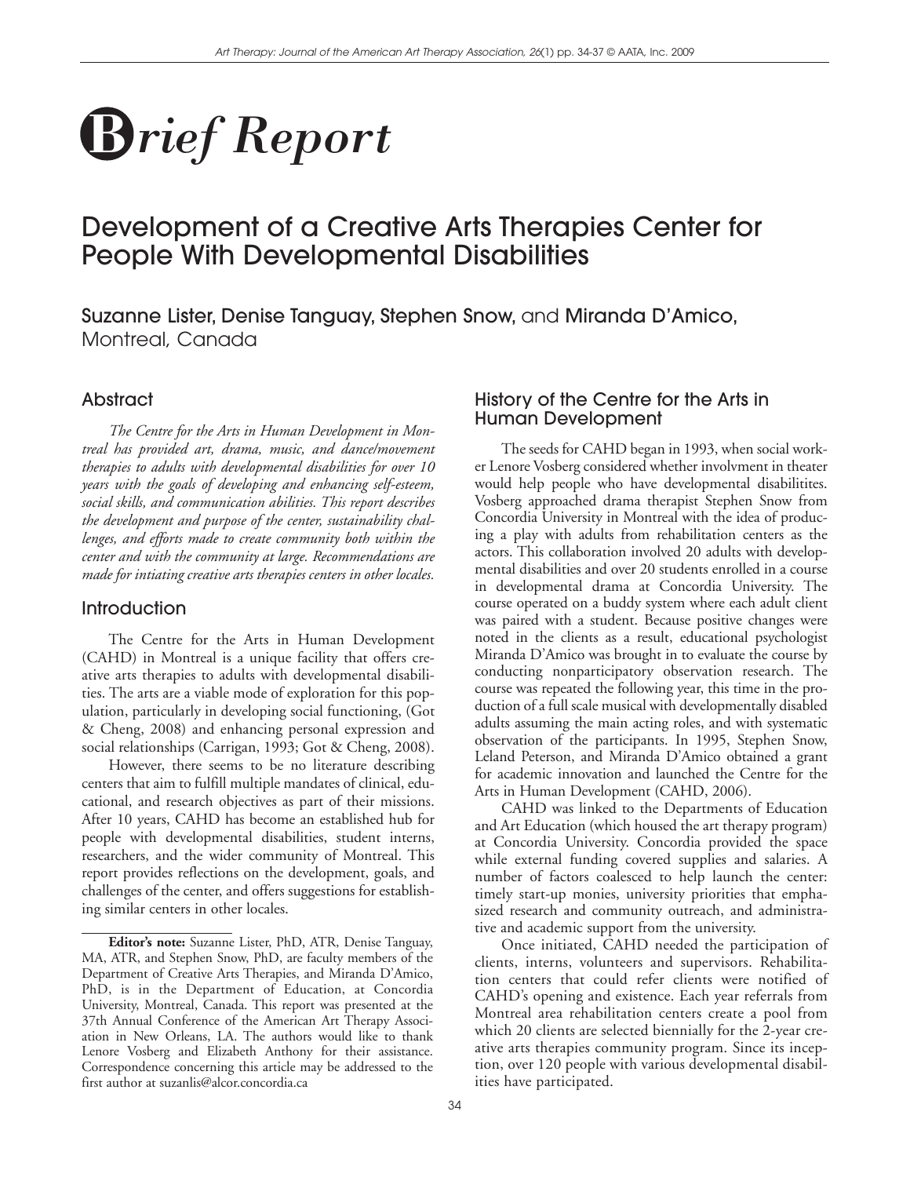# Brief Report

# Development of a Creative Arts Therapies Center for People With Developmental Disabilities

**Suzanne Lister, Denise Tanguay, Stephen Snow,** and **Miranda D'Amico,**
Montreal, Canada

## Abstract

*The Centre for the Arts in Human Development in Montreal has provided art, drama, music, and dance/movement therapies to adults with developmental disabilities for over 10 years with the goals of developing and enhancing self-esteem, social skills, and communication abilities. This report describes the development and purpose of the center, sustainability challenges, and efforts made to create community both within the center and with the community at large. Recommendations are made for intiating creative arts therapies centers in other locales.*

## Introduction

The Centre for the Arts in Human Development (CAHD) in Montreal is a unique facility that offers creative arts therapies to adults with developmental disabilities. The arts are a viable mode of exploration for this population, particularly in developing social functioning, (Got & Cheng, 2008) and enhancing personal expression and social relationships (Carrigan, 1993; Got & Cheng, 2008).

However, there seems to be no literature describing centers that aim to fulfill multiple mandates of clinical, educational, and research objectives as part of their missions. After 10 years, CAHD has become an established hub for people with developmental disabilities, student interns, researchers, and the wider community of Montreal. This report provides reflections on the development, goals, and challenges of the center, and offers suggestions for establishing similar centers in other locales.

**Editor's note:** Suzanne Lister, PhD, ATR, Denise Tanguay, MA, ATR, and Stephen Snow, PhD, are faculty members of the Department of Creative Arts Therapies, and Miranda D'Amico, PhD, is in the Department of Education, at Concordia University, Montreal, Canada. This report was presented at the 37th Annual Conference of the American Art Therapy Association in New Orleans, LA. The authors would like to thank Lenore Vosberg and Elizabeth Anthony for their assistance. Correspondence concerning this article may be addressed to the first author at suzanlis@alcor.concordia.ca

## History of the Centre for the Arts in Human Development

The seeds for CAHD began in 1993, when social worker Lenore Vosberg considered whether involvment in theater would help people who have developmental disabilitites. Vosberg approached drama therapist Stephen Snow from Concordia University in Montreal with the idea of producing a play with adults from rehabilitation centers as the actors. This collaboration involved 20 adults with developmental disabilities and over 20 students enrolled in a course in developmental drama at Concordia University. The course operated on a buddy system where each adult client was paired with a student. Because positive changes were noted in the clients as a result, educational psychologist Miranda D'Amico was brought in to evaluate the course by conducting nonparticipatory observation research. The course was repeated the following year, this time in the production of a full scale musical with developmentally disabled adults assuming the main acting roles, and with systematic observation of the participants. In 1995, Stephen Snow, Leland Peterson, and Miranda D'Amico obtained a grant for academic innovation and launched the Centre for the Arts in Human Development (CAHD, 2006).

CAHD was linked to the Departments of Education and Art Education (which housed the art therapy program) at Concordia University. Concordia provided the space while external funding covered supplies and salaries. A number of factors coalesced to help launch the center: timely start-up monies, university priorities that emphasized research and community outreach, and administrative and academic support from the university.

Once initiated, CAHD needed the participation of clients, interns, volunteers and supervisors. Rehabilitation centers that could refer clients were notified of CAHD's opening and existence. Each year referrals from Montreal area rehabilitation centers create a pool from which 20 clients are selected biennially for the 2-year creative arts therapies community program. Since its inception, over 120 people with various developmental disabilities have participated.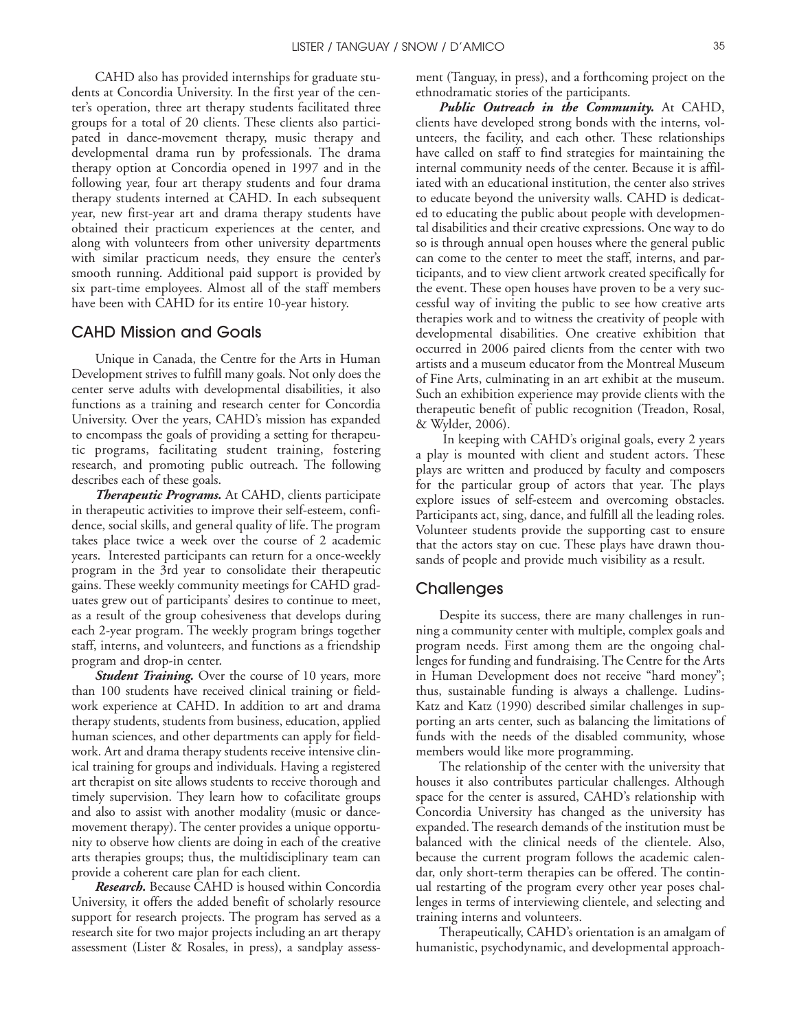CAHD also has provided internships for graduate students at Concordia University. In the first year of the center's operation, three art therapy students facilitated three groups for a total of 20 clients. These clients also participated in dance-movement therapy, music therapy and developmental drama run by professionals. The drama therapy option at Concordia opened in 1997 and in the following year, four art therapy students and four drama therapy students interned at CAHD. In each subsequent year, new first-year art and drama therapy students have obtained their practicum experiences at the center, and along with volunteers from other university departments with similar practicum needs, they ensure the center's smooth running. Additional paid support is provided by six part-time employees. Almost all of the staff members have been with CAHD for its entire 10-year history.

## CAHD Mission and Goals

Unique in Canada, the Centre for the Arts in Human Development strives to fulfill many goals. Not only does the center serve adults with developmental disabilities, it also functions as a training and research center for Concordia University. Over the years, CAHD's mission has expanded to encompass the goals of providing a setting for therapeutic programs, facilitating student training, fostering research, and promoting public outreach. The following describes each of these goals.

***Therapeutic Programs.*** At CAHD, clients participate in therapeutic activities to improve their self-esteem, confidence, social skills, and general quality of life. The program takes place twice a week over the course of 2 academic years. Interested participants can return for a once-weekly program in the 3rd year to consolidate their therapeutic gains. These weekly community meetings for CAHD graduates grew out of participants' desires to continue to meet, as a result of the group cohesiveness that develops during each 2-year program. The weekly program brings together staff, interns, and volunteers, and functions as a friendship program and drop-in center.

***Student Training.*** Over the course of 10 years, more than 100 students have received clinical training or fieldwork experience at CAHD. In addition to art and drama therapy students, students from business, education, applied human sciences, and other departments can apply for fieldwork. Art and drama therapy students receive intensive clinical training for groups and individuals. Having a registered art therapist on site allows students to receive thorough and timely supervision. They learn how to cofacilitate groups and also to assist with another modality (music or dance-movement therapy). The center provides a unique opportunity to observe how clients are doing in each of the creative arts therapies groups; thus, the multidisciplinary team can provide a coherent care plan for each client.

***Research.*** Because CAHD is housed within Concordia University, it offers the added benefit of scholarly resource support for research projects. The program has served as a research site for two major projects including an art therapy assessment (Lister & Rosales, in press), a sandplay assessment (Tanguay, in press), and a forthcoming project on the ethnodramatic stories of the participants.

***Public Outreach in the Community.*** At CAHD, clients have developed strong bonds with the interns, volunteers, the facility, and each other. These relationships have called on staff to find strategies for maintaining the internal community needs of the center. Because it is affiliated with an educational institution, the center also strives to educate beyond the university walls. CAHD is dedicated to educating the public about people with developmental disabilities and their creative expressions. One way to do so is through annual open houses where the general public can come to the center to meet the staff, interns, and participants, and to view client artwork created specifically for the event. These open houses have proven to be a very successful way of inviting the public to see how creative arts therapies work and to witness the creativity of people with developmental disabilities. One creative exhibition that occurred in 2006 paired clients from the center with two artists and a museum educator from the Montreal Museum of Fine Arts, culminating in an art exhibit at the museum. Such an exhibition experience may provide clients with the therapeutic benefit of public recognition (Treadon, Rosal, & Wylder, 2006).

In keeping with CAHD's original goals, every 2 years a play is mounted with client and student actors. These plays are written and produced by faculty and composers for the particular group of actors that year. The plays explore issues of self-esteem and overcoming obstacles. Participants act, sing, dance, and fulfill all the leading roles. Volunteer students provide the supporting cast to ensure that the actors stay on cue. These plays have drawn thousands of people and provide much visibility as a result.

## Challenges

Despite its success, there are many challenges in running a community center with multiple, complex goals and program needs. First among them are the ongoing challenges for funding and fundraising. The Centre for the Arts in Human Development does not receive "hard money"; thus, sustainable funding is always a challenge. Ludins-Katz and Katz (1990) described similar challenges in supporting an arts center, such as balancing the limitations of funds with the needs of the disabled community, whose members would like more programming.

The relationship of the center with the university that houses it also contributes particular challenges. Although space for the center is assured, CAHD's relationship with Concordia University has changed as the university has expanded. The research demands of the institution must be balanced with the clinical needs of the clientele. Also, because the current program follows the academic calendar, only short-term therapies can be offered. The continual restarting of the program every other year poses challenges in terms of interviewing clientele, and selecting and training interns and volunteers.

Therapeutically, CAHD's orientation is an amalgam of humanistic, psychodynamic, and developmental approach-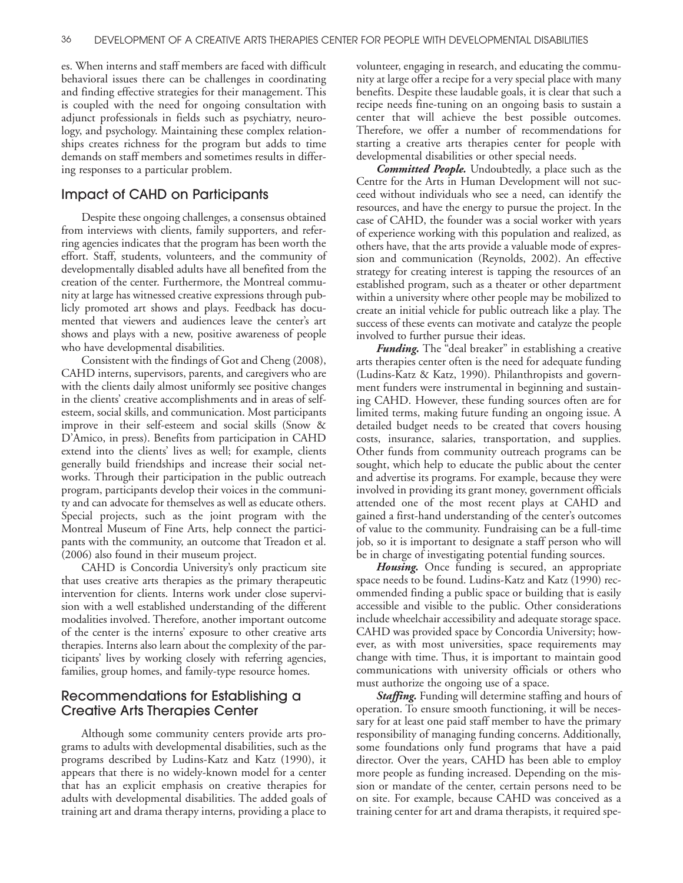es. When interns and staff members are faced with difficult behavioral issues there can be challenges in coordinating and finding effective strategies for their management. This is coupled with the need for ongoing consultation with adjunct professionals in fields such as psychiatry, neurology, and psychology. Maintaining these complex relationships creates richness for the program but adds to time demands on staff members and sometimes results in differing responses to a particular problem.

## Impact of CAHD on Participants

Despite these ongoing challenges, a consensus obtained from interviews with clients, family supporters, and referring agencies indicates that the program has been worth the effort. Staff, students, volunteers, and the community of developmentally disabled adults have all benefited from the creation of the center. Furthermore, the Montreal community at large has witnessed creative expressions through publicly promoted art shows and plays. Feedback has documented that viewers and audiences leave the center's art shows and plays with a new, positive awareness of people who have developmental disabilities.

Consistent with the findings of Got and Cheng (2008), CAHD interns, supervisors, parents, and caregivers who are with the clients daily almost uniformly see positive changes in the clients' creative accomplishments and in areas of self-esteem, social skills, and communication. Most participants improve in their self-esteem and social skills (Snow & D'Amico, in press). Benefits from participation in CAHD extend into the clients' lives as well; for example, clients generally build friendships and increase their social networks. Through their participation in the public outreach program, participants develop their voices in the community and can advocate for themselves as well as educate others. Special projects, such as the joint program with the Montreal Museum of Fine Arts, help connect the participants with the community, an outcome that Treadon et al. (2006) also found in their museum project.

CAHD is Concordia University's only practicum site that uses creative arts therapies as the primary therapeutic intervention for clients. Interns work under close supervision with a well established understanding of the different modalities involved. Therefore, another important outcome of the center is the interns' exposure to other creative arts therapies. Interns also learn about the complexity of the participants' lives by working closely with referring agencies, families, group homes, and family-type resource homes.

## Recommendations for Establishing a Creative Arts Therapies Center

Although some community centers provide arts programs to adults with developmental disabilities, such as the programs described by Ludins-Katz and Katz (1990), it appears that there is no widely-known model for a center that has an explicit emphasis on creative therapies for adults with developmental disabilities. The added goals of training art and drama therapy interns, providing a place to volunteer, engaging in research, and educating the community at large offer a recipe for a very special place with many benefits. Despite these laudable goals, it is clear that such a recipe needs fine-tuning on an ongoing basis to sustain a center that will achieve the best possible outcomes. Therefore, we offer a number of recommendations for starting a creative arts therapies center for people with developmental disabilities or other special needs.

***Committed People.*** Undoubtedly, a place such as the Centre for the Arts in Human Development will not succeed without individuals who see a need, can identify the resources, and have the energy to pursue the project. In the case of CAHD, the founder was a social worker with years of experience working with this population and realized, as others have, that the arts provide a valuable mode of expression and communication (Reynolds, 2002). An effective strategy for creating interest is tapping the resources of an established program, such as a theater or other department within a university where other people may be mobilized to create an initial vehicle for public outreach like a play. The success of these events can motivate and catalyze the people involved to further pursue their ideas.

***Funding.*** The "deal breaker" in establishing a creative arts therapies center often is the need for adequate funding (Ludins-Katz & Katz, 1990). Philanthropists and government funders were instrumental in beginning and sustaining CAHD. However, these funding sources often are for limited terms, making future funding an ongoing issue. A detailed budget needs to be created that covers housing costs, insurance, salaries, transportation, and supplies. Other funds from community outreach programs can be sought, which help to educate the public about the center and advertise its programs. For example, because they were involved in providing its grant money, government officials attended one of the most recent plays at CAHD and gained a first-hand understanding of the center's outcomes of value to the community. Fundraising can be a full-time job, so it is important to designate a staff person who will be in charge of investigating potential funding sources.

***Housing.*** Once funding is secured, an appropriate space needs to be found. Ludins-Katz and Katz (1990) recommended finding a public space or building that is easily accessible and visible to the public. Other considerations include wheelchair accessibility and adequate storage space. CAHD was provided space by Concordia University; however, as with most universities, space requirements may change with time. Thus, it is important to maintain good communications with university officials or others who must authorize the ongoing use of a space.

***Staffing.*** Funding will determine staffing and hours of operation. To ensure smooth functioning, it will be necessary for at least one paid staff member to have the primary responsibility of managing funding concerns. Additionally, some foundations only fund programs that have a paid director. Over the years, CAHD has been able to employ more people as funding increased. Depending on the mission or mandate of the center, certain persons need to be on site. For example, because CAHD was conceived as a training center for art and drama therapists, it required spe-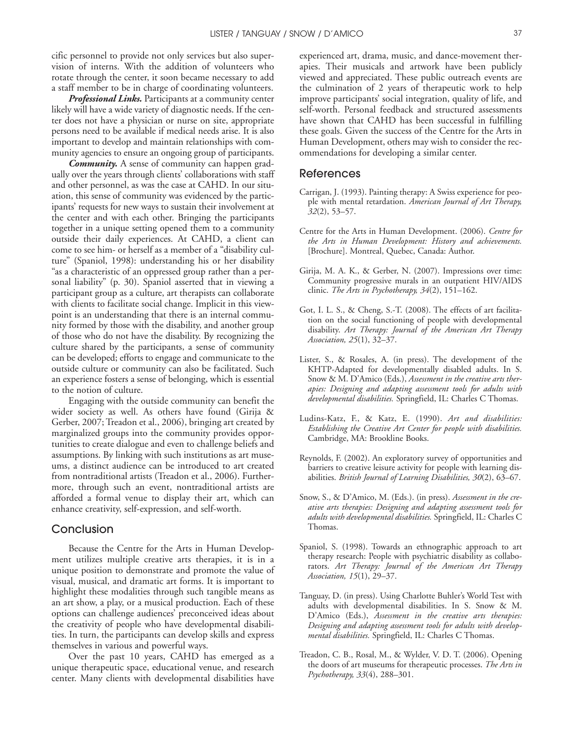cific personnel to provide not only services but also supervision of interns. With the addition of volunteers who rotate through the center, it soon became necessary to add a staff member to be in charge of coordinating volunteers.

***Professional Links.*** Participants at a community center likely will have a wide variety of diagnostic needs. If the center does not have a physician or nurse on site, appropriate persons need to be available if medical needs arise. It is also important to develop and maintain relationships with community agencies to ensure an ongoing group of participants.

***Community.*** A sense of community can happen gradually over the years through clients' collaborations with staff and other personnel, as was the case at CAHD. In our situation, this sense of community was evidenced by the participants' requests for new ways to sustain their involvement at the center and with each other. Bringing the participants together in a unique setting opened them to a community outside their daily experiences. At CAHD, a client can come to see him- or herself as a member of a "disability culture" (Spaniol, 1998): understanding his or her disability "as a characteristic of an oppressed group rather than a personal liability" (p. 30). Spaniol asserted that in viewing a participant group as a culture, art therapists can collaborate with clients to facilitate social change. Implicit in this viewpoint is an understanding that there is an internal community formed by those with the disability, and another group of those who do not have the disability. By recognizing the culture shared by the participants, a sense of community can be developed; efforts to engage and communicate to the outside culture or community can also be facilitated. Such an experience fosters a sense of belonging, which is essential to the notion of culture.

Engaging with the outside community can benefit the wider society as well. As others have found (Girija & Gerber, 2007; Treadon et al., 2006), bringing art created by marginalized groups into the community provides opportunities to create dialogue and even to challenge beliefs and assumptions. By linking with such institutions as art museums, a distinct audience can be introduced to art created from nontraditional artists (Treadon et al., 2006). Furthermore, through such an event, nontraditional artists are afforded a formal venue to display their art, which can enhance creativity, self-expression, and self-worth.

## Conclusion

Because the Centre for the Arts in Human Development utilizes multiple creative arts therapies, it is in a unique position to demonstrate and promote the value of visual, musical, and dramatic art forms. It is important to highlight these modalities through such tangible means as an art show, a play, or a musical production. Each of these options can challenge audiences' preconceived ideas about the creativity of people who have developmental disabilities. In turn, the participants can develop skills and express themselves in various and powerful ways.

Over the past 10 years, CAHD has emerged as a unique therapeutic space, educational venue, and research center. Many clients with developmental disabilities have experienced art, drama, music, and dance-movement therapies. Their musicals and artwork have been publicly viewed and appreciated. These public outreach events are the culmination of 2 years of therapeutic work to help improve participants' social integration, quality of life, and self-worth. Personal feedback and structured assessments have shown that CAHD has been successful in fulfilling these goals. Given the success of the Centre for the Arts in Human Development, others may wish to consider the recommendations for developing a similar center.

## References

Carrigan, J. (1993). Painting therapy: A Swiss experience for people with mental retardation. *American Journal of Art Therapy, 32*(2), 53–57.

Centre for the Arts in Human Development. (2006). *Centre for the Arts in Human Development: History and achievements.* [Brochure]. Montreal, Quebec, Canada: Author.

Girija, M. A. K., & Gerber, N. (2007). Impressions over time: Community progressive murals in an outpatient HIV/AIDS clinic. *The Arts in Psychotherapy, 34*(2), 151–162.

Got, I. L. S., & Cheng, S.-T. (2008). The effects of art facilitation on the social functioning of people with developmental disability. *Art Therapy: Journal of the American Art Therapy Association, 25*(1), 32–37.

Lister, S., & Rosales, A. (in press). The development of the KHTP-Adapted for developmentally disabled adults. In S. Snow & M. D'Amico (Eds.), *Assessment in the creative arts therapies: Designing and adapting assessment tools for adults with developmental disabilities.* Springfield, IL: Charles C Thomas.

Ludins-Katz, F., & Katz, E. (1990). *Art and disabilities: Establishing the Creative Art Center for people with disabilities.* Cambridge, MA: Brookline Books.

Reynolds, F. (2002). An exploratory survey of opportunities and barriers to creative leisure activity for people with learning disabilities. *British Journal of Learning Disabilities, 30*(2), 63–67.

Snow, S., & D'Amico, M. (Eds.). (in press). *Assessment in the creative arts therapies: Designing and adapting assessment tools for adults with developmental disabilities.* Springfield, IL: Charles C Thomas.

Spaniol, S. (1998). Towards an ethnographic approach to art therapy research: People with psychiatric disability as collaborators. *Art Therapy: Journal of the American Art Therapy Association, 15*(1), 29–37.

Tanguay, D. (in press). Using Charlotte Buhler's World Test with adults with developmental disabilities. In S. Snow & M. D'Amico (Eds.), *Assessment in the creative arts therapies: Designing and adapting assessment tools for adults with developmental disabilities.* Springfield, IL: Charles C Thomas.

Treadon, C. B., Rosal, M., & Wylder, V. D. T. (2006). Opening the doors of art museums for therapeutic processes. *The Arts in Psychotherapy, 33*(4), 288–301.